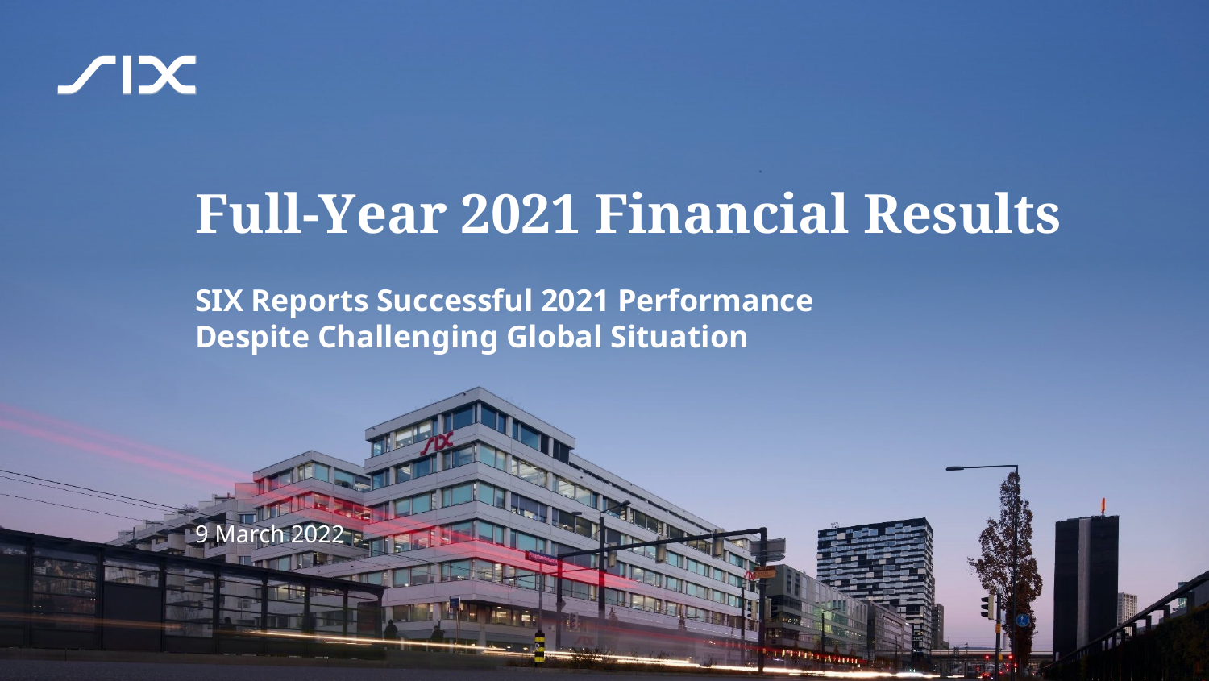SIX

# Full-Year 2021 Financial Results

## SIX Reports Successful 2021 Performance Despite Challenging Global Situation

9 March 2022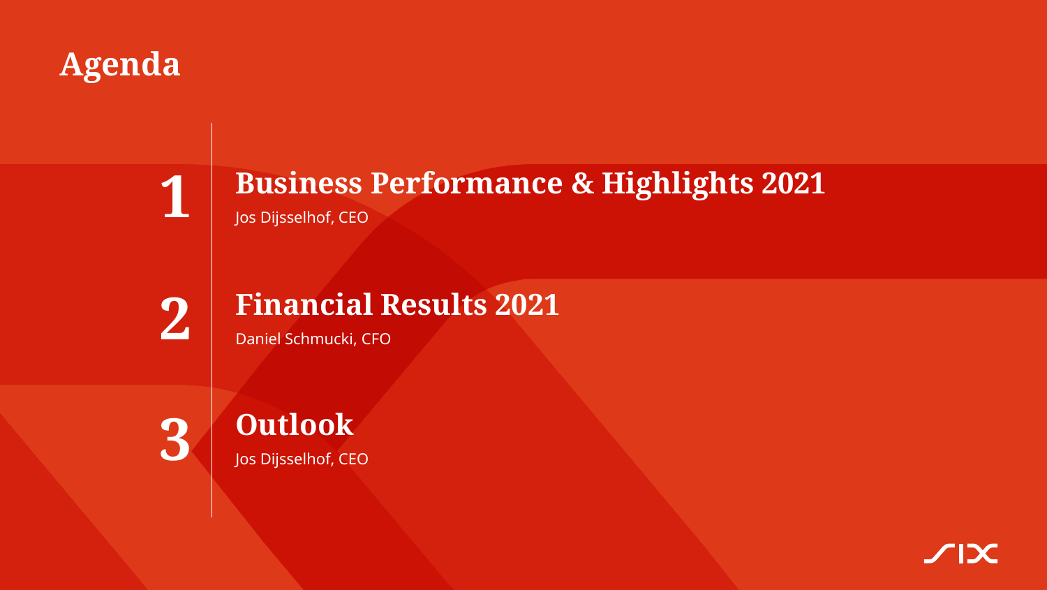# Agenda

**1** **Business Performance & Highlights 2021**
Jos Dijsselhof, CEO

**2** **Financial Results 2021**
Daniel Schmucki, CFO

**3** **Outlook**
Jos Dijsselhof, CEO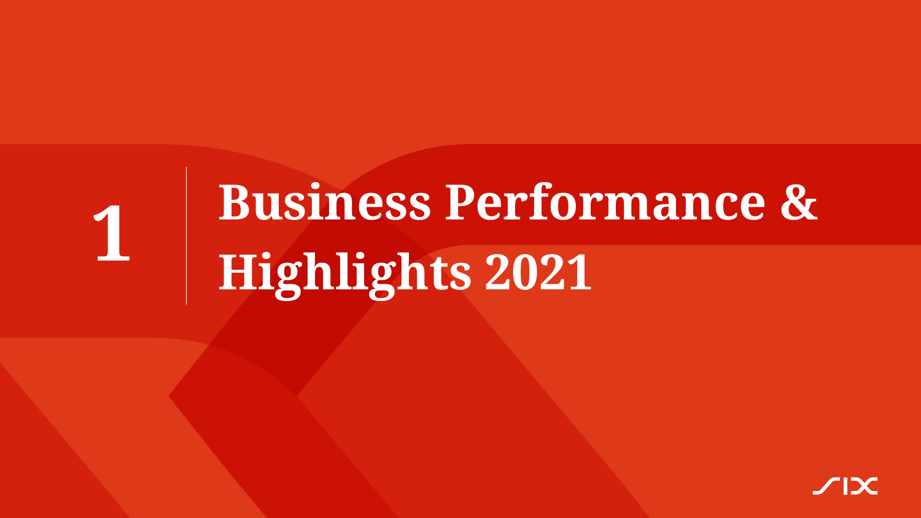# 1 Business Performance & Highlights 2021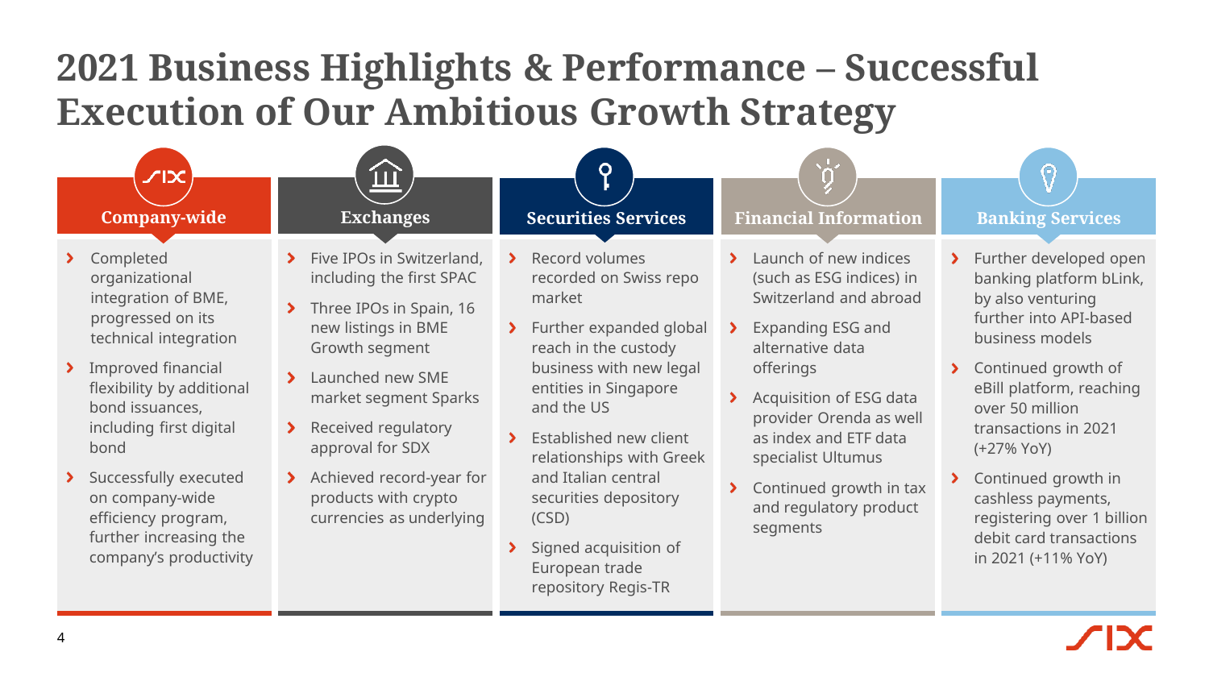# 2021 Business Highlights & Performance – Successful Execution of Our Ambitious Growth Strategy

## Company-wide

- Completed organizational integration of BME, progressed on its technical integration
- Improved financial flexibility by additional bond issuances, including first digital bond
- Successfully executed on company-wide efficiency program, further increasing the company's productivity

## Exchanges

- Five IPOs in Switzerland, including the first SPAC
- Three IPOs in Spain, 16 new listings in BME Growth segment
- Launched new SME market segment Sparks
- Received regulatory approval for SDX
- Achieved record-year for products with crypto currencies as underlying

## Securities Services

- Record volumes recorded on Swiss repo market
- Further expanded global reach in the custody business with new legal entities in Singapore and the US
- Established new client relationships with Greek and Italian central securities depository (CSD)
- Signed acquisition of European trade repository Regis-TR

## Financial Information

- Launch of new indices (such as ESG indices) in Switzerland and abroad
- Expanding ESG and alternative data offerings
- Acquisition of ESG data provider Orenda as well as index and ETF data specialist Ultumus
- Continued growth in tax and regulatory product segments

## Banking Services

- Further developed open banking platform bLink, by also venturing further into API-based business models
- Continued growth of eBill platform, reaching over 50 million transactions in 2021 (+27% YoY)
- Continued growth in cashless payments, registering over 1 billion debit card transactions in 2021 (+11% YoY)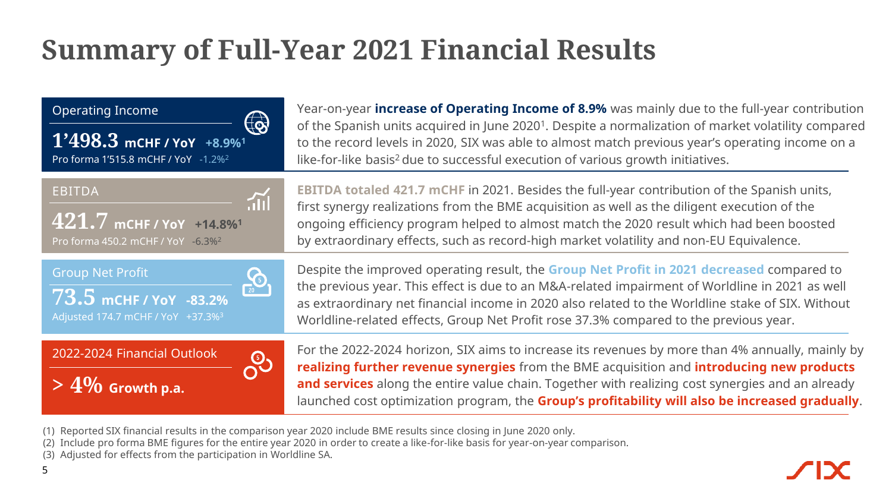# Summary of Full-Year 2021 Financial Results

## Operating Income

**1'498.3 mCHF / YoY +8.9%**[1]

Pro forma 1'515.8 mCHF / YoY -1.2%[2]

Year-on-year **increase of Operating Income of 8.9%** was mainly due to the full-year contribution of the Spanish units acquired in June 2020[1]. Despite a normalization of market volatility compared to the record levels in 2020, SIX was able to almost match previous year's operating income on a like-for-like basis[2] due to successful execution of various growth initiatives.

## EBITDA

**421.7 mCHF / YoY +14.8%**[1]

Pro forma 450.2 mCHF / YoY -6.3%[2]

**EBITDA totaled 421.7 mCHF** in 2021. Besides the full-year contribution of the Spanish units, first synergy realizations from the BME acquisition as well as the diligent execution of the ongoing efficiency program helped to almost match the 2020 result which had been boosted by extraordinary effects, such as record-high market volatility and non-EU Equivalence.

## Group Net Profit

**73.5 mCHF / YoY -83.2%**

Adjusted 174.7 mCHF / YoY +37.3%[3]

Despite the improved operating result, the **Group Net Profit in 2021 decreased** compared to the previous year. This effect is due to an M&A-related impairment of Worldline in 2021 as well as extraordinary net financial income in 2020 also related to the Worldline stake of SIX. Without Worldline-related effects, Group Net Profit rose 37.3% compared to the previous year.

## 2022-2024 Financial Outlook

**> 4% Growth p.a.**

For the 2022-2024 horizon, SIX aims to increase its revenues by more than 4% annually, mainly by **realizing further revenue synergies** from the BME acquisition and **introducing new products and services** along the entire value chain. Together with realizing cost synergies and an already launched cost optimization program, the **Group's profitability will also be increased gradually**.

(1) Reported SIX financial results in the comparison year 2020 include BME results since closing in June 2020 only.
(2) Include pro forma BME figures for the entire year 2020 in order to create a like-for-like basis for year-on-year comparison.
(3) Adjusted for effects from the participation in Worldline SA.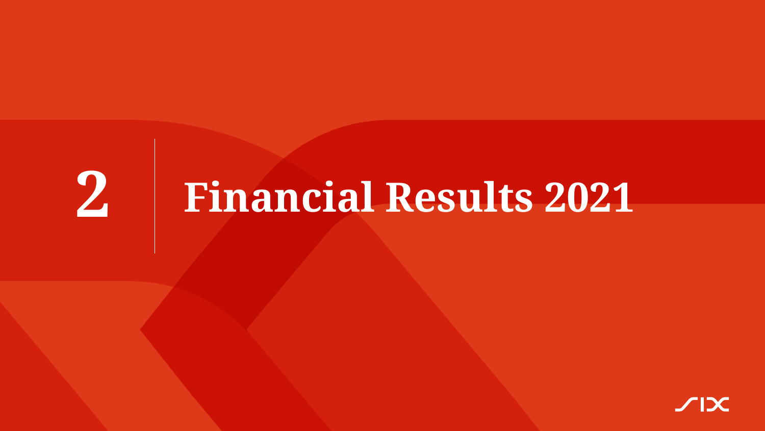# 2 Financial Results 2021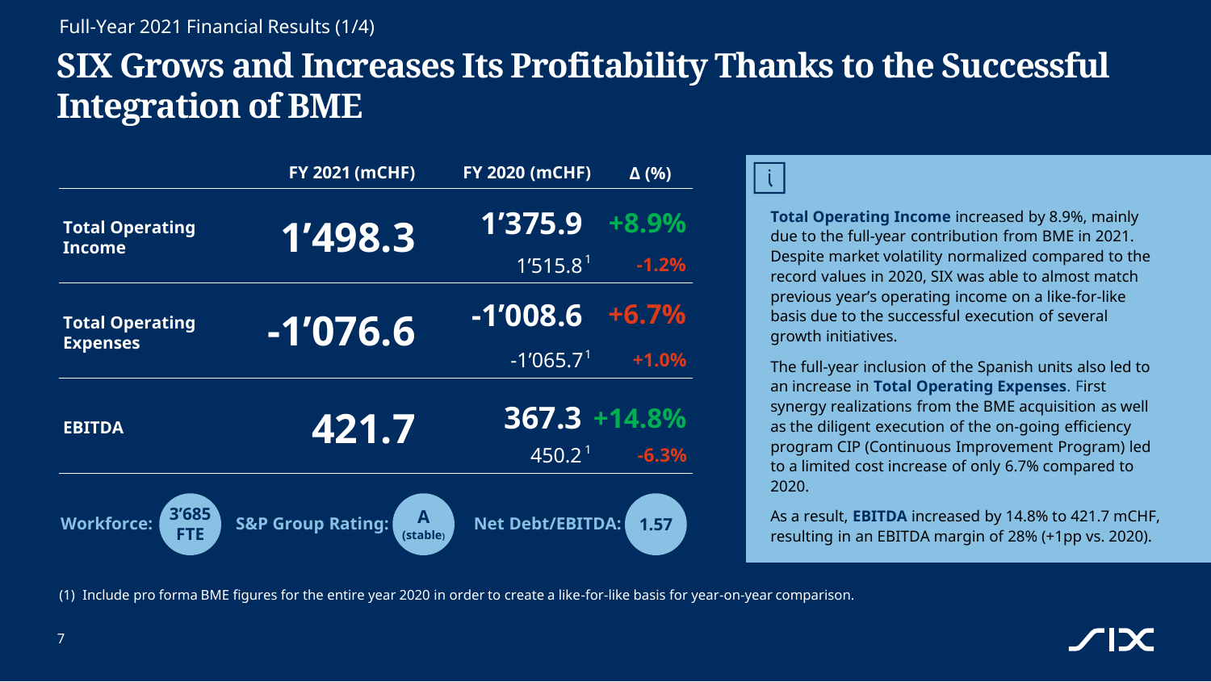Full-Year 2021 Financial Results (1/4)

# SIX Grows and Increases Its Profitability Thanks to the Successful Integration of BME

| | FY 2021 (mCHF) | FY 2020 (mCHF) | Δ (%) |
|---|---|---|---|
| **Total Operating Income** | **1'498.3** | **1'375.9** | **+8.9%** |
| | | 1'515.8[1] | -1.2% |
| **Total Operating Expenses** | **-1'076.6** | **-1'008.6** | **+6.7%** |
| | | -1'065.7[1] | +1.0% |
| **EBITDA** | **421.7** | **367.3** | **+14.8%** |
| | | 450.2[1] | -6.3% |

**Workforce:** 3'685 FTE | **S&P Group Rating:** A (stable) | **Net Debt/EBITDA:** 1.57

**Total Operating Income** increased by 8.9%, mainly due to the full-year contribution from BME in 2021. Despite market volatility normalized compared to the record values in 2020, SIX was able to almost match previous year's operating income on a like-for-like basis due to the successful execution of several growth initiatives.

The full-year inclusion of the Spanish units also led to an increase in **Total Operating Expenses**. First synergy realizations from the BME acquisition as well as the diligent execution of the on-going efficiency program CIP (Continuous Improvement Program) led to a limited cost increase of only 6.7% compared to 2020.

As a result, **EBITDA** increased by 14.8% to 421.7 mCHF, resulting in an EBITDA margin of 28% (+1pp vs. 2020).

(1) Include pro forma BME figures for the entire year 2020 in order to create a like-for-like basis for year-on-year comparison.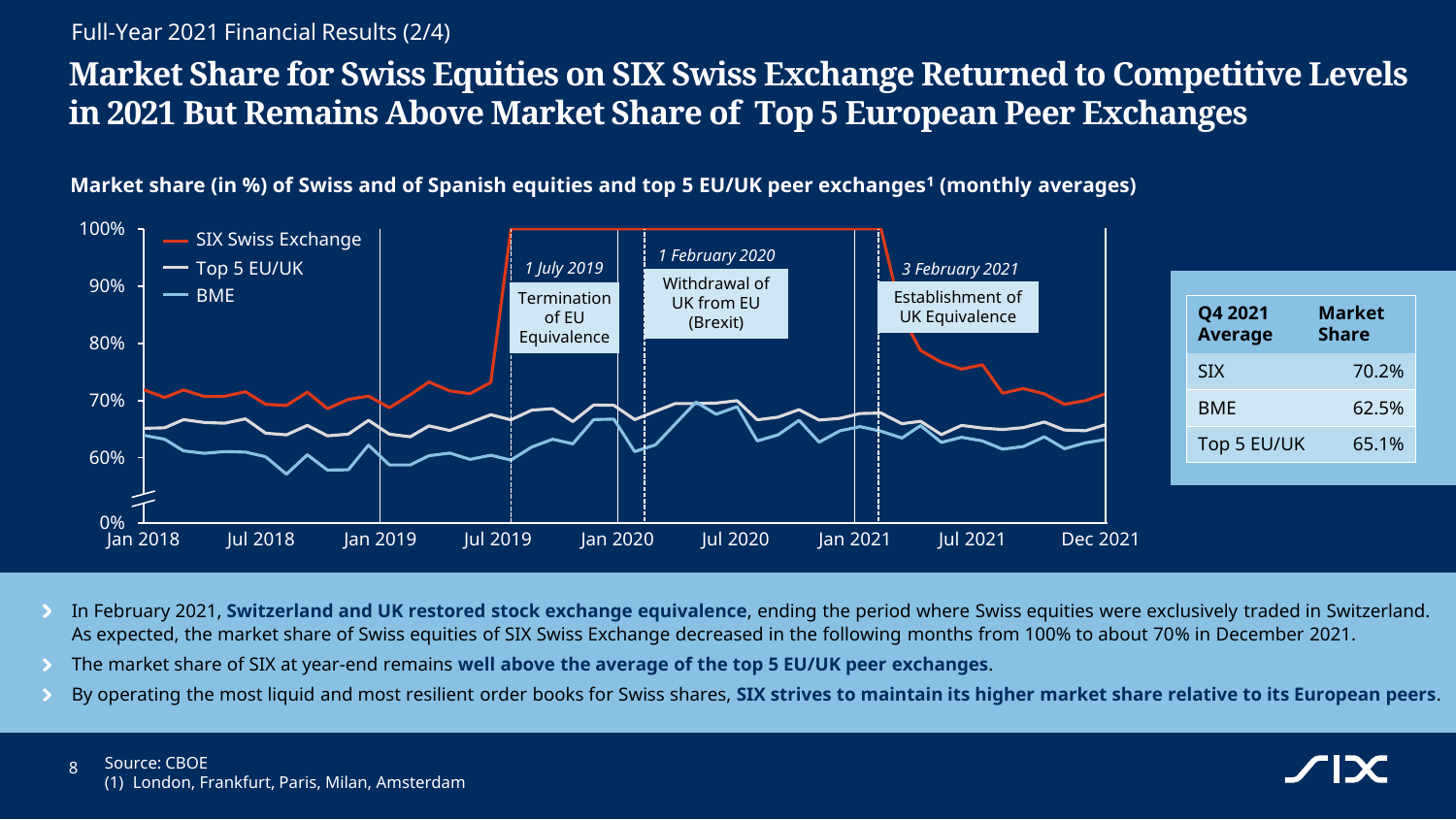Full-Year 2021 Financial Results (2/4)

# Market Share for Swiss Equities on SIX Swiss Exchange Returned to Competitive Levels in 2021 But Remains Above Market Share of Top 5 European Peer Exchanges

**Market share (in %) of Swiss and of Spanish equities and top 5 EU/UK peer exchanges[1] (monthly averages)**

- SIX Swiss Exchange
- Top 5 EU/UK
- BME

*1 July 2019* — Termination of EU Equivalence

*1 February 2020* — Withdrawal of UK from EU (Brexit)

*3 February 2021* — Establishment of UK Equivalence

| Q4 2021 Average | Market Share |
|---|---|
| SIX | 70.2% |
| BME | 62.5% |
| Top 5 EU/UK | 65.1% |

- In February 2021, **Switzerland and UK restored stock exchange equivalence**, ending the period where Swiss equities were exclusively traded in Switzerland. As expected, the market share of Swiss equities of SIX Swiss Exchange decreased in the following months from 100% to about 70% in December 2021.
- The market share of SIX at year-end remains **well above the average of the top 5 EU/UK peer exchanges**.
- By operating the most liquid and most resilient order books for Swiss shares, **SIX strives to maintain its higher market share relative to its European peers**.

Source: CBOE
(1) London, Frankfurt, Paris, Milan, Amsterdam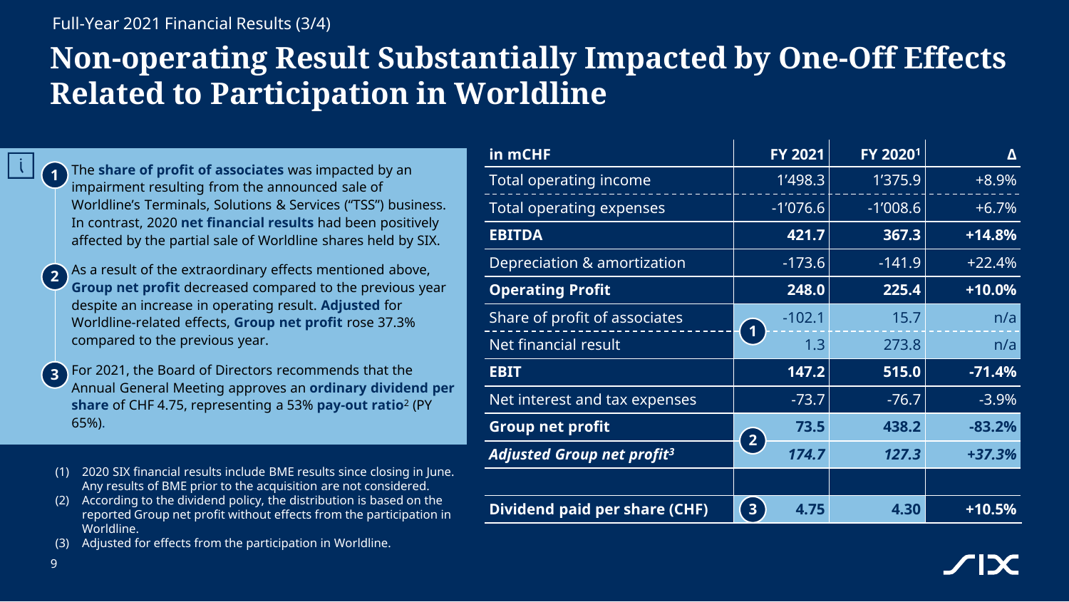Full-Year 2021 Financial Results (3/4)

# Non-operating Result Substantially Impacted by One-Off Effects Related to Participation in Worldline

1. The **share of profit of associates** was impacted by an impairment resulting from the announced sale of Worldline's Terminals, Solutions & Services ("TSS") business. In contrast, 2020 **net financial results** had been positively affected by the partial sale of Worldline shares held by SIX.
2. As a result of the extraordinary effects mentioned above, **Group net profit** decreased compared to the previous year despite an increase in operating result. **Adjusted** for Worldline-related effects, **Group net profit** rose 37.3% compared to the previous year.
3. For 2021, the Board of Directors recommends that the Annual General Meeting approves an **ordinary dividend per share** of CHF 4.75, representing a 53% **pay-out ratio**[2] (PY 65%).

| in mCHF | FY 2021 | FY 2020[1] | Δ |
|---|---|---|---|
| Total operating income | 1'498.3 | 1'375.9 | +8.9% |
| Total operating expenses | -1'076.6 | -1'008.6 | +6.7% |
| **EBITDA** | **421.7** | **367.3** | **+14.8%** |
| Depreciation & amortization | -173.6 | -141.9 | +22.4% |
| **Operating Profit** | **248.0** | **225.4** | **+10.0%** |
| Share of profit of associates (1) | -102.1 | 15.7 | n/a |
| Net financial result (1) | 1.3 | 273.8 | n/a |
| **EBIT** | **147.2** | **515.0** | **-71.4%** |
| Net interest and tax expenses | -73.7 | -76.7 | -3.9% |
| **Group net profit** (2) | **73.5** | **438.2** | **-83.2%** |
| ***Adjusted Group net profit[3]*** (2) | ***174.7*** | ***127.3*** | ***+37.3%*** |
| | | | |
| **Dividend paid per share (CHF)** (3) | **4.75** | **4.30** | **+10.5%** |

(1) 2020 SIX financial results include BME results since closing in June. Any results of BME prior to the acquisition are not considered.
(2) According to the dividend policy, the distribution is based on the reported Group net profit without effects from the participation in Worldline.
(3) Adjusted for effects from the participation in Worldline.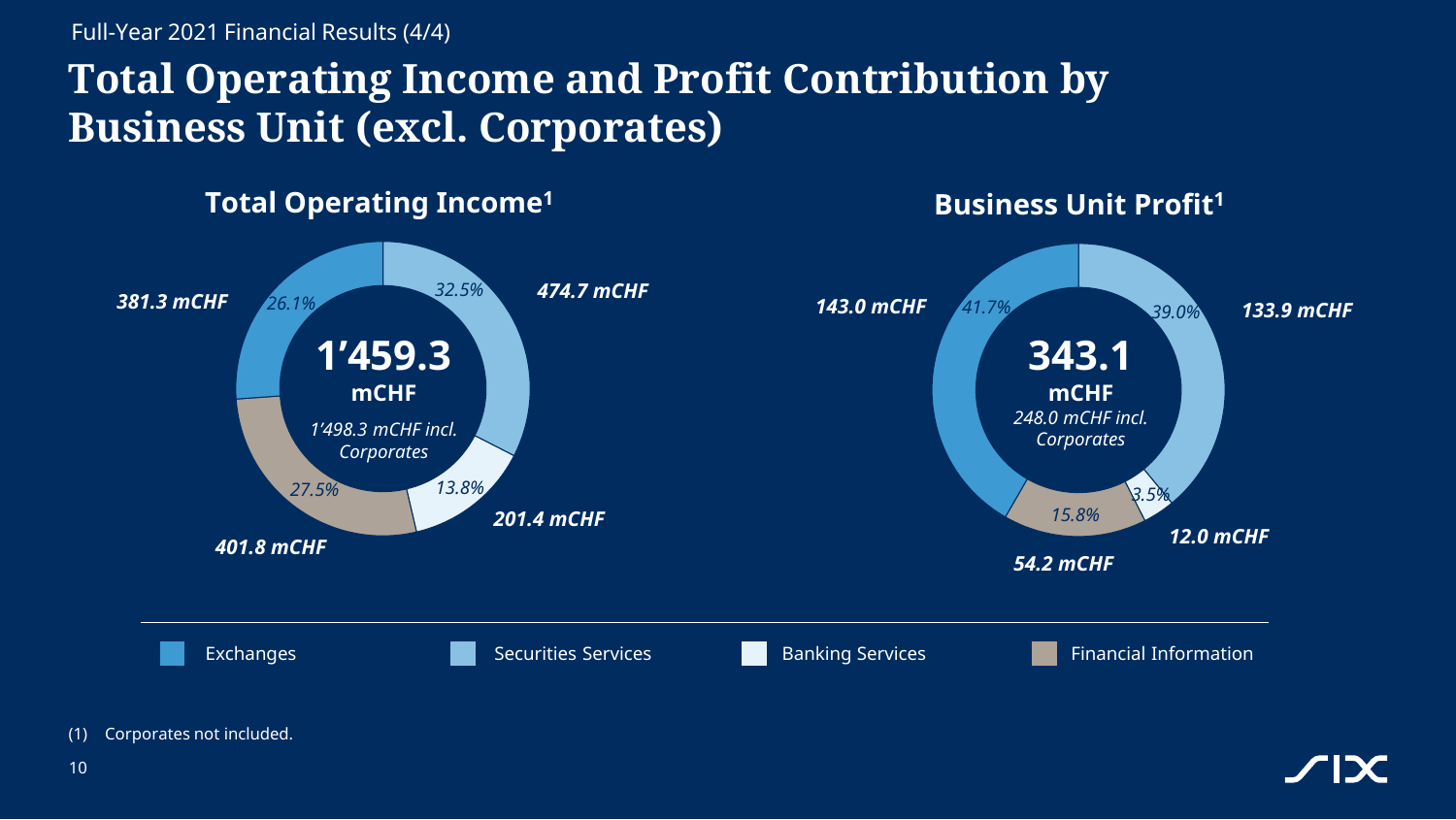Full-Year 2021 Financial Results (4/4)

# Total Operating Income and Profit Contribution by Business Unit (excl. Corporates)

## Total Operating Income[1]

**1'459.3 mCHF**

*1'498.3 mCHF incl. Corporates*

| Business Unit | mCHF | Share |
| --- | --- | --- |
| Exchanges | *381.3 mCHF* | *26.1%* |
| Securities Services | *474.7 mCHF* | *32.5%* |
| Banking Services | *201.4 mCHF* | *13.8%* |
| Financial Information | *401.8 mCHF* | *27.5%* |

## Business Unit Profit[1]

**343.1 mCHF**

*248.0 mCHF incl. Corporates*

| Business Unit | mCHF | Share |
| --- | --- | --- |
| Exchanges | *143.0 mCHF* | *41.7%* |
| Securities Services | *133.9 mCHF* | *39.0%* |
| Banking Services | *12.0 mCHF* | *3.5%* |
| Financial Information | *54.2 mCHF* | *15.8%* |

(1) Corporates not included.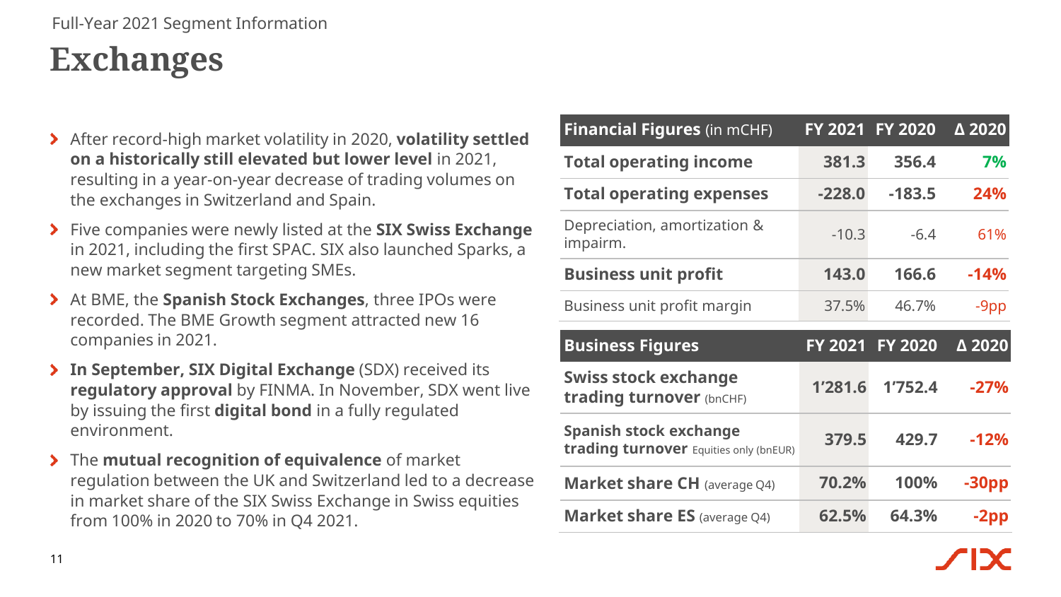Full-Year 2021 Segment Information

# Exchanges

- After record-high market volatility in 2020, **volatility settled on a historically still elevated but lower level** in 2021, resulting in a year-on-year decrease of trading volumes on the exchanges in Switzerland and Spain.
- Five companies were newly listed at the **SIX Swiss Exchange** in 2021, including the first SPAC. SIX also launched Sparks, a new market segment targeting SMEs.
- At BME, the **Spanish Stock Exchanges**, three IPOs were recorded. The BME Growth segment attracted new 16 companies in 2021.
- **In September, SIX Digital Exchange** (SDX) received its **regulatory approval** by FINMA. In November, SDX went live by issuing the first **digital bond** in a fully regulated environment.
- The **mutual recognition of equivalence** of market regulation between the UK and Switzerland led to a decrease in market share of the SIX Swiss Exchange in Swiss equities from 100% in 2020 to 70% in Q4 2021.

| **Financial Figures** (in mCHF) | FY 2021 | FY 2020 | Δ 2020 |
|---|---|---|---|
| **Total operating income** | **381.3** | **356.4** | **7%** |
| **Total operating expenses** | **-228.0** | **-183.5** | **24%** |
| Depreciation, amortization & impairm. | -10.3 | -6.4 | 61% |
| **Business unit profit** | **143.0** | **166.6** | **-14%** |
| Business unit profit margin | 37.5% | 46.7% | -9pp |

| **Business Figures** | FY 2021 | FY 2020 | Δ 2020 |
|---|---|---|---|
| **Swiss stock exchange trading turnover** (bnCHF) | **1'281.6** | **1'752.4** | **-27%** |
| **Spanish stock exchange trading turnover** Equities only (bnEUR) | **379.5** | **429.7** | **-12%** |
| **Market share CH** (average Q4) | **70.2%** | **100%** | **-30pp** |
| **Market share ES** (average Q4) | **62.5%** | **64.3%** | **-2pp** |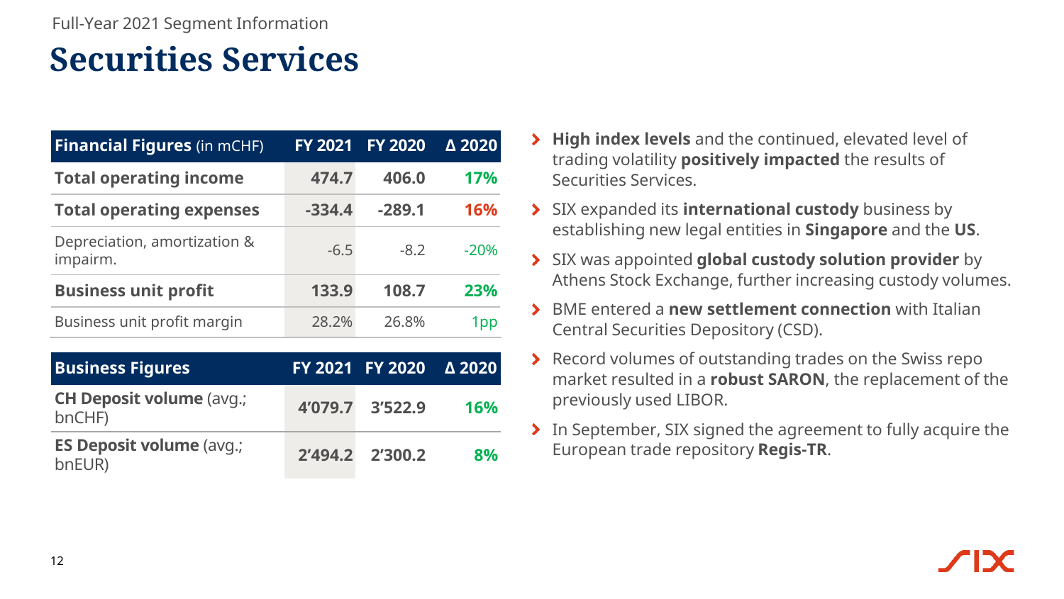Full-Year 2021 Segment Information

# Securities Services

| **Financial Figures** (in mCHF) | **FY 2021** | **FY 2020** | **Δ 2020** |
|---|---|---|---|
| **Total operating income** | **474.7** | **406.0** | **17%** |
| **Total operating expenses** | **-334.4** | **-289.1** | **16%** |
| Depreciation, amortization & impairm. | -6.5 | -8.2 | -20% |
| **Business unit profit** | **133.9** | **108.7** | **23%** |
| Business unit profit margin | 28.2% | 26.8% | 1pp |

| **Business Figures** | **FY 2021** | **FY 2020** | **Δ 2020** |
|---|---|---|---|
| **CH Deposit volume** (avg.; bnCHF) | **4'079.7** | **3'522.9** | **16%** |
| **ES Deposit volume** (avg.; bnEUR) | **2'494.2** | **2'300.2** | **8%** |

- **High index levels** and the continued, elevated level of trading volatility **positively impacted** the results of Securities Services.
- SIX expanded its **international custody** business by establishing new legal entities in **Singapore** and the **US**.
- SIX was appointed **global custody solution provider** by Athens Stock Exchange, further increasing custody volumes.
- BME entered a **new settlement connection** with Italian Central Securities Depository (CSD).
- Record volumes of outstanding trades on the Swiss repo market resulted in a **robust SARON**, the replacement of the previously used LIBOR.
- In September, SIX signed the agreement to fully acquire the European trade repository **Regis-TR**.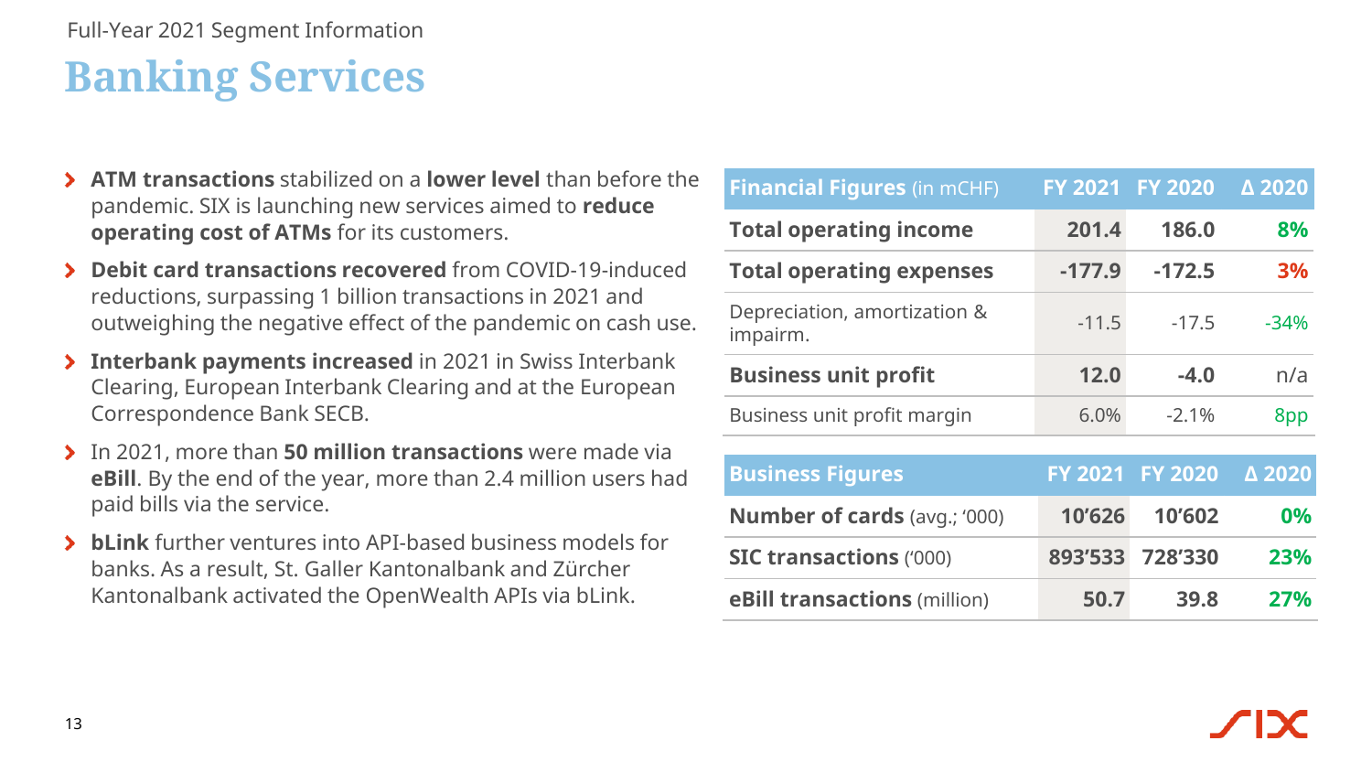Full-Year 2021 Segment Information

# Banking Services

- **ATM transactions** stabilized on a **lower level** than before the pandemic. SIX is launching new services aimed to **reduce operating cost of ATMs** for its customers.
- **Debit card transactions recovered** from COVID-19-induced reductions, surpassing 1 billion transactions in 2021 and outweighing the negative effect of the pandemic on cash use.
- **Interbank payments increased** in 2021 in Swiss Interbank Clearing, European Interbank Clearing and at the European Correspondence Bank SECB.
- In 2021, more than **50 million transactions** were made via **eBill**. By the end of the year, more than 2.4 million users had paid bills via the service.
- **bLink** further ventures into API-based business models for banks. As a result, St. Galler Kantonalbank and Zürcher Kantonalbank activated the OpenWealth APIs via bLink.

| **Financial Figures** (in mCHF) | **FY 2021** | **FY 2020** | **Δ 2020** |
|---|---|---|---|
| **Total operating income** | **201.4** | **186.0** | **8%** |
| **Total operating expenses** | **-177.9** | **-172.5** | **3%** |
| Depreciation, amortization & impairm. | -11.5 | -17.5 | -34% |
| **Business unit profit** | **12.0** | **-4.0** | n/a |
| Business unit profit margin | 6.0% | -2.1% | 8pp |

| **Business Figures** | **FY 2021** | **FY 2020** | **Δ 2020** |
|---|---|---|---|
| **Number of cards** (avg.; '000) | **10'626** | **10'602** | **0%** |
| **SIC transactions** ('000) | **893'533** | **728'330** | **23%** |
| **eBill transactions** (million) | **50.7** | **39.8** | **27%** |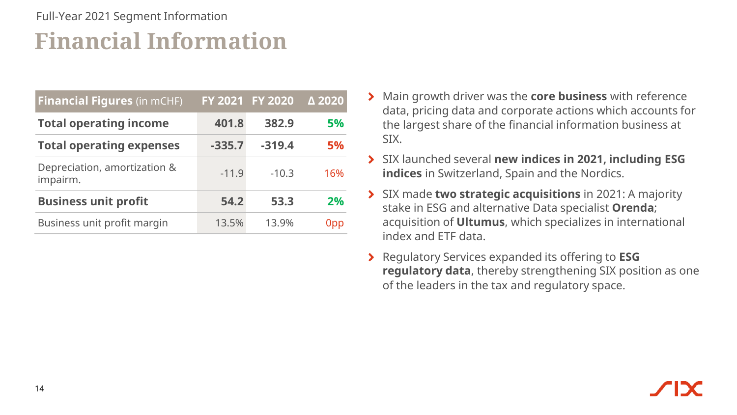Full-Year 2021 Segment Information

# Financial Information

| **Financial Figures** (in mCHF) | FY 2021 | FY 2020 | Δ 2020 |
|---|---|---|---|
| **Total operating income** | **401.8** | **382.9** | **5%** |
| **Total operating expenses** | **-335.7** | **-319.4** | **5%** |
| Depreciation, amortization & impairm. | -11.9 | -10.3 | 16% |
| **Business unit profit** | **54.2** | **53.3** | **2%** |
| Business unit profit margin | 13.5% | 13.9% | 0pp |

- Main growth driver was the **core business** with reference data, pricing data and corporate actions which accounts for the largest share of the financial information business at SIX.
- SIX launched several **new indices in 2021, including ESG indices** in Switzerland, Spain and the Nordics.
- SIX made **two strategic acquisitions** in 2021: A majority stake in ESG and alternative Data specialist **Orenda**; acquisition of **Ultumus**, which specializes in international index and ETF data.
- Regulatory Services expanded its offering to **ESG regulatory data**, thereby strengthening SIX position as one of the leaders in the tax and regulatory space.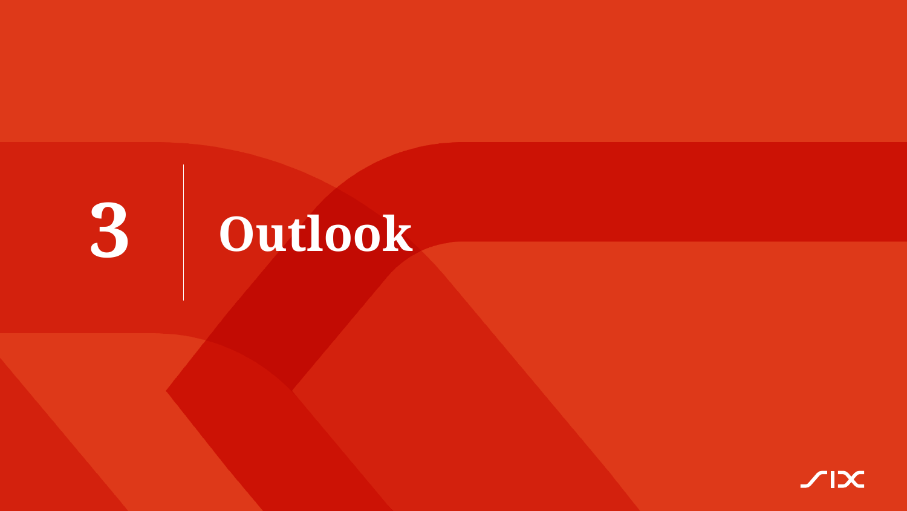# 3 Outlook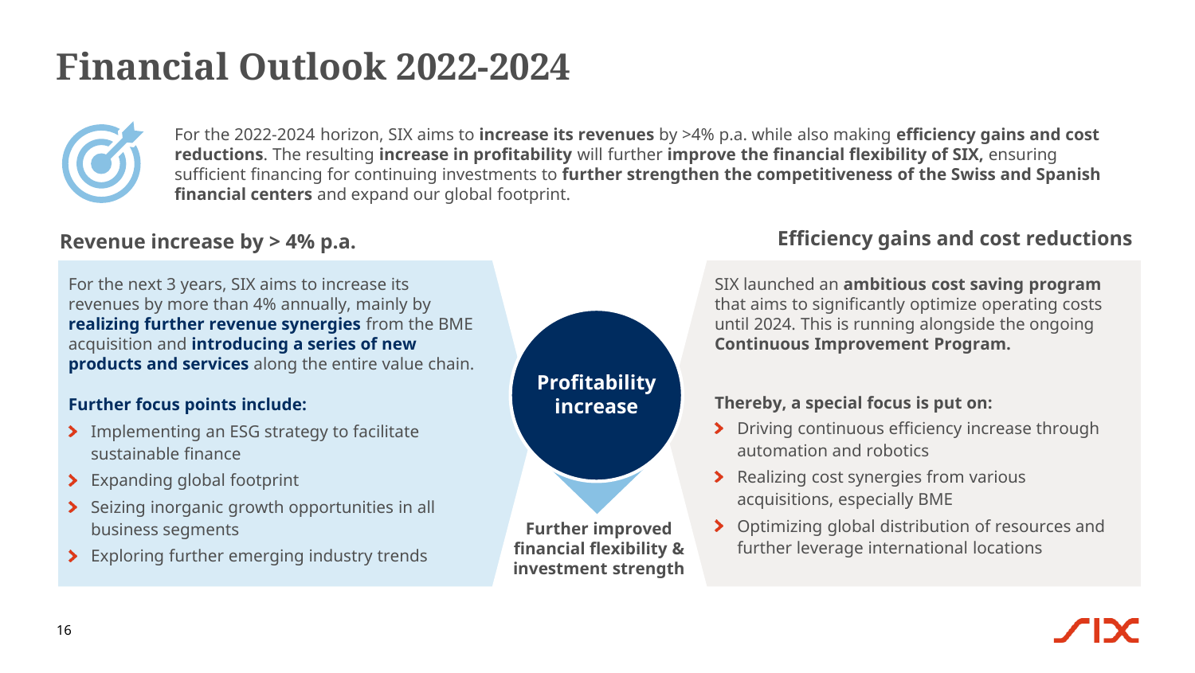# Financial Outlook 2022-2024

For the 2022-2024 horizon, SIX aims to **increase its revenues** by >4% p.a. while also making **efficiency gains and cost reductions**. The resulting **increase in profitability** will further **improve the financial flexibility of SIX,** ensuring sufficient financing for continuing investments to **further strengthen the competitiveness of the Swiss and Spanish financial centers** and expand our global footprint.

## Revenue increase by > 4% p.a.

For the next 3 years, SIX aims to increase its revenues by more than 4% annually, mainly by **realizing further revenue synergies** from the BME acquisition and **introducing a series of new products and services** along the entire value chain.

**Further focus points include:**

- Implementing an ESG strategy to facilitate sustainable finance
- Expanding global footprint
- Seizing inorganic growth opportunities in all business segments
- Exploring further emerging industry trends

**Profitability increase**

**Further improved financial flexibility & investment strength**

## Efficiency gains and cost reductions

SIX launched an **ambitious cost saving program** that aims to significantly optimize operating costs until 2024. This is running alongside the ongoing **Continuous Improvement Program.**

**Thereby, a special focus is put on:**

- Driving continuous efficiency increase through automation and robotics
- Realizing cost synergies from various acquisitions, especially BME
- Optimizing global distribution of resources and further leverage international locations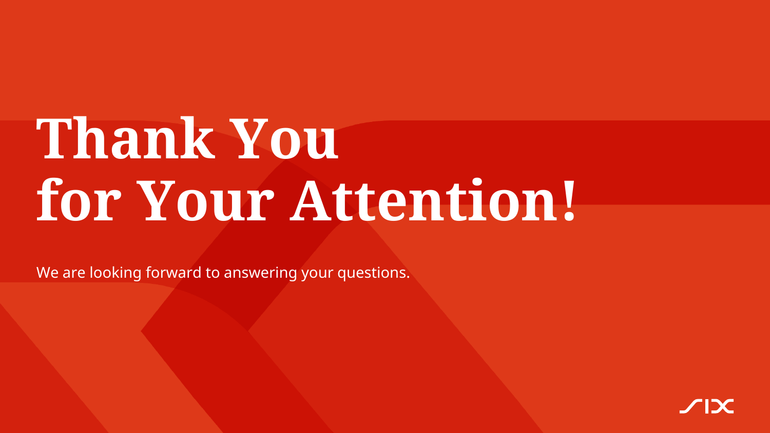# Thank You for Your Attention!

We are looking forward to answering your questions.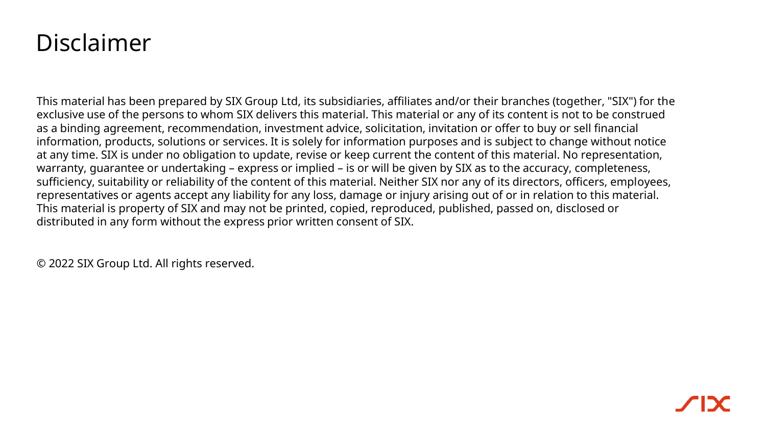# Disclaimer

This material has been prepared by SIX Group Ltd, its subsidiaries, affiliates and/or their branches (together, "SIX") for the exclusive use of the persons to whom SIX delivers this material. This material or any of its content is not to be construed as a binding agreement, recommendation, investment advice, solicitation, invitation or offer to buy or sell financial information, products, solutions or services. It is solely for information purposes and is subject to change without notice at any time. SIX is under no obligation to update, revise or keep current the content of this material. No representation, warranty, guarantee or undertaking – express or implied – is or will be given by SIX as to the accuracy, completeness, sufficiency, suitability or reliability of the content of this material. Neither SIX nor any of its directors, officers, employees, representatives or agents accept any liability for any loss, damage or injury arising out of or in relation to this material. This material is property of SIX and may not be printed, copied, reproduced, published, passed on, disclosed or distributed in any form without the express prior written consent of SIX.

© 2022 SIX Group Ltd. All rights reserved.